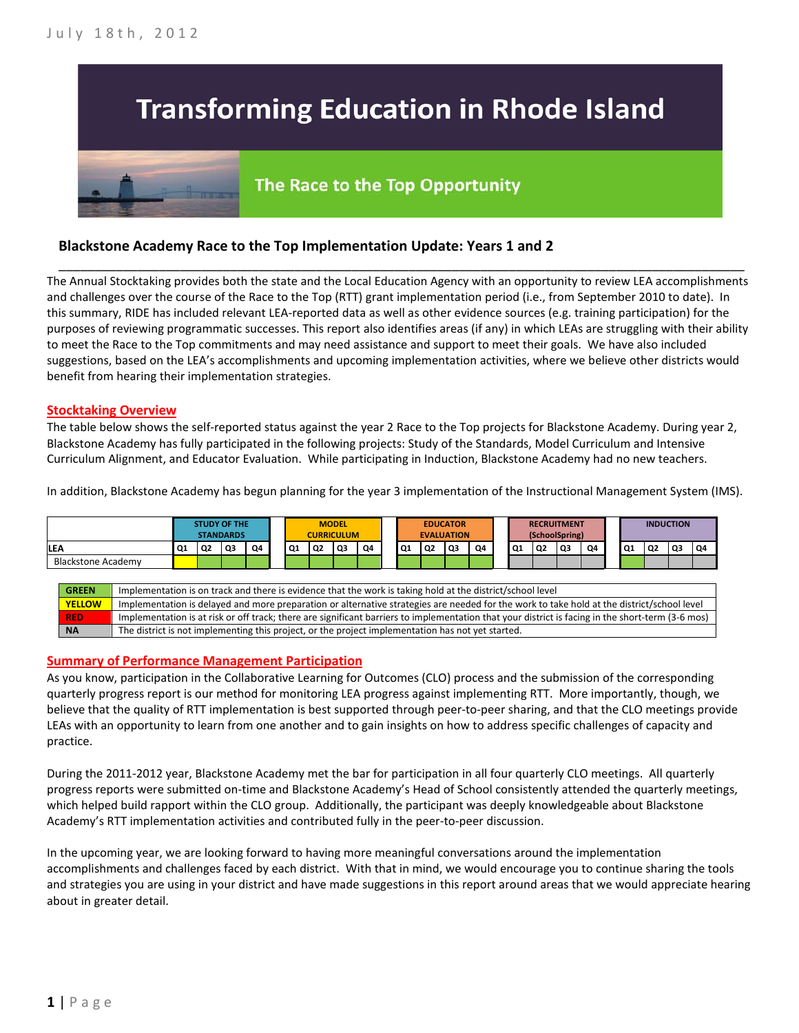July 18th, 2012

# Transforming Education in Rhode Island

## The Race to the Top Opportunity

### Blackstone Academy Race to the Top Implementation Update: Years 1 and 2

The Annual Stocktaking provides both the state and the Local Education Agency with an opportunity to review LEA accomplishments and challenges over the course of the Race to the Top (RTT) grant implementation period (i.e., from September 2010 to date). In this summary, RIDE has included relevant LEA-reported data as well as other evidence sources (e.g. training participation) for the purposes of reviewing programmatic successes. This report also identifies areas (if any) in which LEAs are struggling with their ability to meet the Race to the Top commitments and may need assistance and support to meet their goals. We have also included suggestions, based on the LEA's accomplishments and upcoming implementation activities, where we believe other districts would benefit from hearing their implementation strategies.

**Stocktaking Overview**

The table below shows the self-reported status against the year 2 Race to the Top projects for Blackstone Academy. During year 2, Blackstone Academy has fully participated in the following projects: Study of the Standards, Model Curriculum and Intensive Curriculum Alignment, and Educator Evaluation. While participating in Induction, Blackstone Academy had no new teachers.

In addition, Blackstone Academy has begun planning for the year 3 implementation of the Instructional Management System (IMS).

| | STUDY OF THE STANDARDS | | | | MODEL CURRICULUM | | | | EDUCATOR EVALUATION | | | | RECRUITMENT (SchoolSpring) | | | | INDUCTION | | | |
|---|---|---|---|---|---|---|---|---|---|---|---|---|---|---|---|---|---|---|---|---|
| LEA | Q1 | Q2 | Q3 | Q4 | Q1 | Q2 | Q3 | Q4 | Q1 | Q2 | Q3 | Q4 | Q1 | Q2 | Q3 | Q4 | Q1 | Q2 | Q3 | Q4 |
| Blackstone Academy | Yellow | Green | Green | Green | Green | Green | Green | Green | Green | Green | Green | Green | NA | NA | NA | NA | Green | NA | NA | NA |

| | |
|---|---|
| GREEN | Implementation is on track and there is evidence that the work is taking hold at the district/school level |
| YELLOW | Implementation is delayed and more preparation or alternative strategies are needed for the work to take hold at the district/school level |
| RED | Implementation is at risk or off track; there are significant barriers to implementation that your district is facing in the short-term (3-6 mos) |
| NA | The district is not implementing this project, or the project implementation has not yet started. |

**Summary of Performance Management Participation**

As you know, participation in the Collaborative Learning for Outcomes (CLO) process and the submission of the corresponding quarterly progress report is our method for monitoring LEA progress against implementing RTT. More importantly, though, we believe that the quality of RTT implementation is best supported through peer-to-peer sharing, and that the CLO meetings provide LEAs with an opportunity to learn from one another and to gain insights on how to address specific challenges of capacity and practice.

During the 2011-2012 year, Blackstone Academy met the bar for participation in all four quarterly CLO meetings. All quarterly progress reports were submitted on-time and Blackstone Academy's Head of School consistently attended the quarterly meetings, which helped build rapport within the CLO group. Additionally, the participant was deeply knowledgeable about Blackstone Academy's RTT implementation activities and contributed fully in the peer-to-peer discussion.

In the upcoming year, we are looking forward to having more meaningful conversations around the implementation accomplishments and challenges faced by each district. With that in mind, we would encourage you to continue sharing the tools and strategies you are using in your district and have made suggestions in this report around areas that we would appreciate hearing about in greater detail.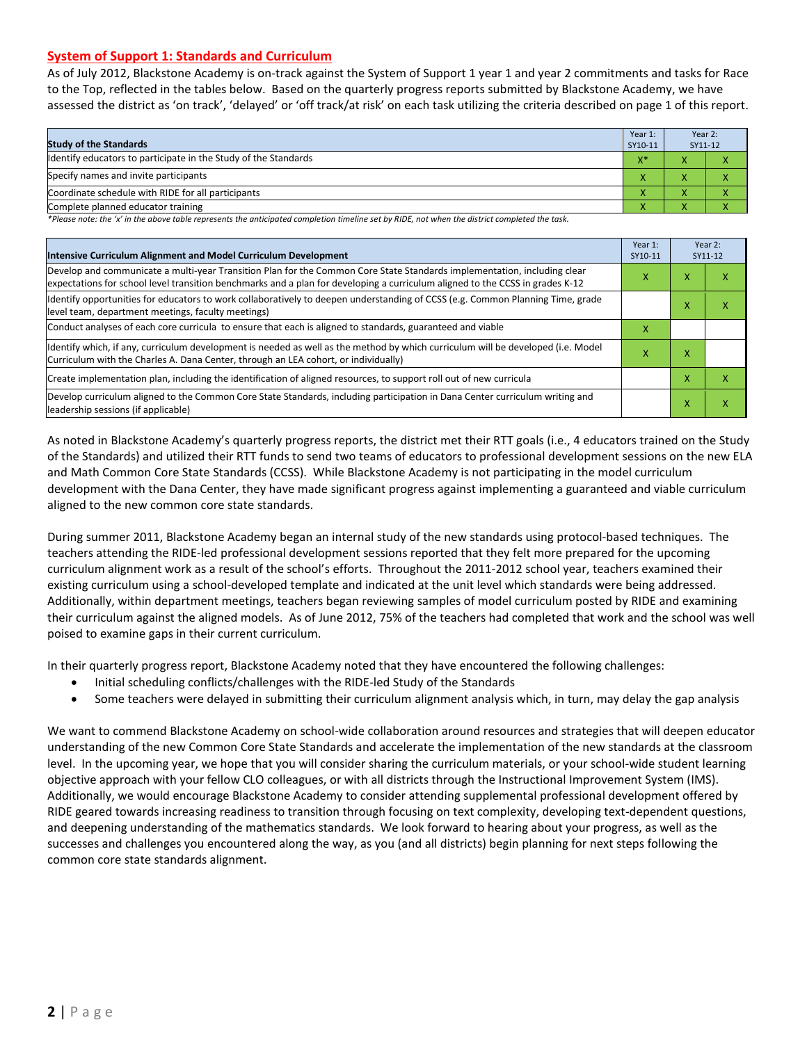## System of Support 1: Standards and Curriculum

As of July 2012, Blackstone Academy is on-track against the System of Support 1 year 1 and year 2 commitments and tasks for Race to the Top, reflected in the tables below. Based on the quarterly progress reports submitted by Blackstone Academy, we have assessed the district as 'on track', 'delayed' or 'off track/at risk' on each task utilizing the criteria described on page 1 of this report.

| Study of the Standards | Year 1: SY10-11 | Year 2: SY11-12 | |
|---|---|---|---|
| Identify educators to participate in the Study of the Standards | X* | X | X |
| Specify names and invite participants | X | X | X |
| Coordinate schedule with RIDE for all participants | X | X | X |
| Complete planned educator training | X | X | X |

*Please note: the 'x' in the above table represents the anticipated completion timeline set by RIDE, not when the district completed the task.*

| Intensive Curriculum Alignment and Model Curriculum Development | Year 1: SY10-11 | Year 2: SY11-12 | |
|---|---|---|---|
| Develop and communicate a multi-year Transition Plan for the Common Core State Standards implementation, including clear expectations for school level transition benchmarks and a plan for developing a curriculum aligned to the CCSS in grades K-12 | X | X | X |
| Identify opportunities for educators to work collaboratively to deepen understanding of CCSS (e.g. Common Planning Time, grade level team, department meetings, faculty meetings) | | X | X |
| Conduct analyses of each core curricula to ensure that each is aligned to standards, guaranteed and viable | X | | |
| Identify which, if any, curriculum development is needed as well as the method by which curriculum will be developed (i.e. Model Curriculum with the Charles A. Dana Center, through an LEA cohort, or individually) | X | X | |
| Create implementation plan, including the identification of aligned resources, to support roll out of new curricula | | X | X |
| Develop curriculum aligned to the Common Core State Standards, including participation in Dana Center curriculum writing and leadership sessions (if applicable) | | X | X |

As noted in Blackstone Academy's quarterly progress reports, the district met their RTT goals (i.e., 4 educators trained on the Study of the Standards) and utilized their RTT funds to send two teams of educators to professional development sessions on the new ELA and Math Common Core State Standards (CCSS). While Blackstone Academy is not participating in the model curriculum development with the Dana Center, they have made significant progress against implementing a guaranteed and viable curriculum aligned to the new common core state standards.

During summer 2011, Blackstone Academy began an internal study of the new standards using protocol-based techniques. The teachers attending the RIDE-led professional development sessions reported that they felt more prepared for the upcoming curriculum alignment work as a result of the school's efforts. Throughout the 2011-2012 school year, teachers examined their existing curriculum using a school-developed template and indicated at the unit level which standards were being addressed. Additionally, within department meetings, teachers began reviewing samples of model curriculum posted by RIDE and examining their curriculum against the aligned models. As of June 2012, 75% of the teachers had completed that work and the school was well poised to examine gaps in their current curriculum.

In their quarterly progress report, Blackstone Academy noted that they have encountered the following challenges:

- Initial scheduling conflicts/challenges with the RIDE-led Study of the Standards
- Some teachers were delayed in submitting their curriculum alignment analysis which, in turn, may delay the gap analysis

We want to commend Blackstone Academy on school-wide collaboration around resources and strategies that will deepen educator understanding of the new Common Core State Standards and accelerate the implementation of the new standards at the classroom level. In the upcoming year, we hope that you will consider sharing the curriculum materials, or your school-wide student learning objective approach with your fellow CLO colleagues, or with all districts through the Instructional Improvement System (IMS). Additionally, we would encourage Blackstone Academy to consider attending supplemental professional development offered by RIDE geared towards increasing readiness to transition through focusing on text complexity, developing text-dependent questions, and deepening understanding of the mathematics standards. We look forward to hearing about your progress, as well as the successes and challenges you encountered along the way, as you (and all districts) begin planning for next steps following the common core state standards alignment.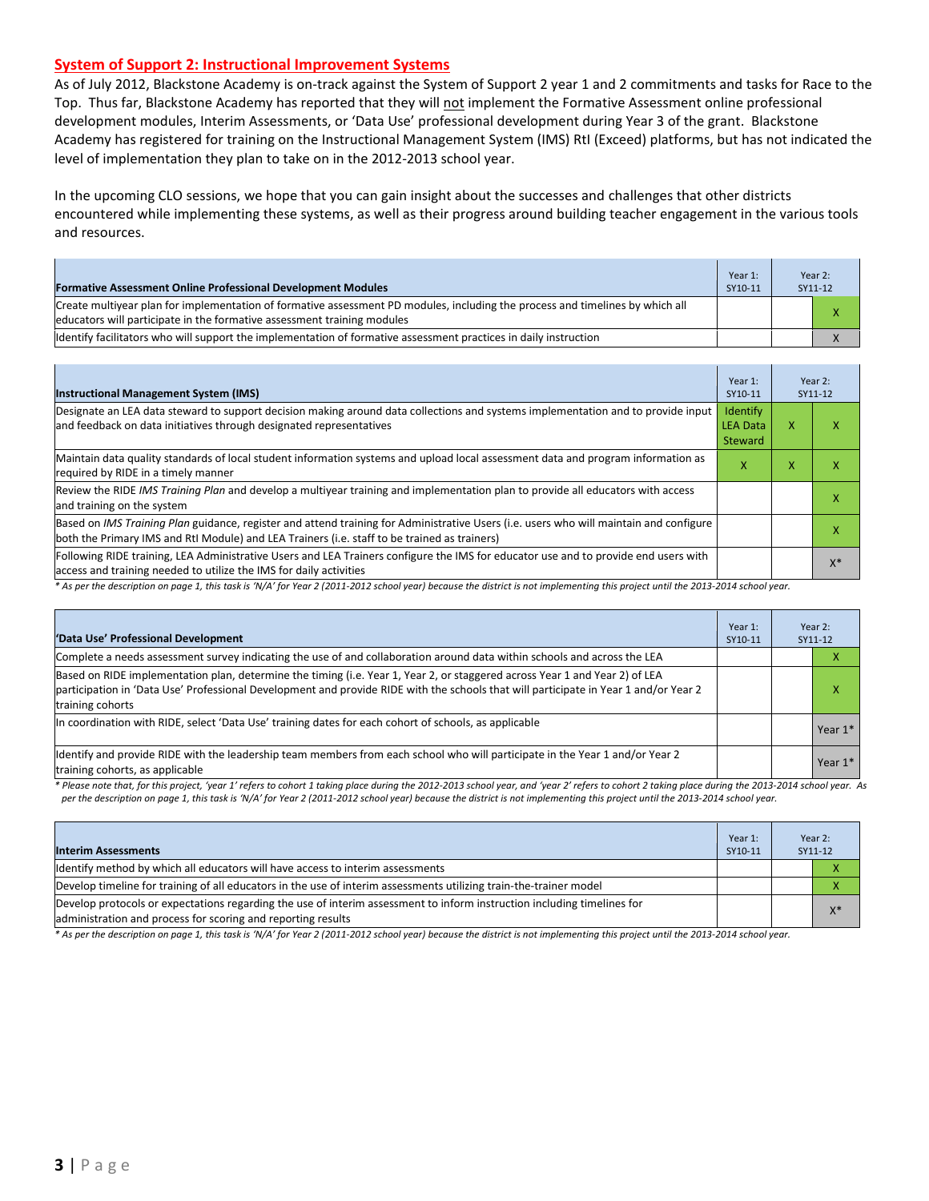## System of Support 2: Instructional Improvement Systems

As of July 2012, Blackstone Academy is on-track against the System of Support 2 year 1 and 2 commitments and tasks for Race to the Top. Thus far, Blackstone Academy has reported that they will not implement the Formative Assessment online professional development modules, Interim Assessments, or 'Data Use' professional development during Year 3 of the grant. Blackstone Academy has registered for training on the Instructional Management System (IMS) RtI (Exceed) platforms, but has not indicated the level of implementation they plan to take on in the 2012-2013 school year.

In the upcoming CLO sessions, we hope that you can gain insight about the successes and challenges that other districts encountered while implementing these systems, as well as their progress around building teacher engagement in the various tools and resources.

| Formative Assessment Online Professional Development Modules | Year 1: SY10-11 | Year 2: SY11-12 | |
|---|---|---|---|
| Create multiyear plan for implementation of formative assessment PD modules, including the process and timelines by which all educators will participate in the formative assessment training modules | | | X |
| Identify facilitators who will support the implementation of formative assessment practices in daily instruction | | | X |

| Instructional Management System (IMS) | Year 1: SY10-11 | Year 2: SY11-12 | |
|---|---|---|---|
| Designate an LEA data steward to support decision making around data collections and systems implementation and to provide input and feedback on data initiatives through designated representatives | Identify LEA Data Steward | X | X |
| Maintain data quality standards of local student information systems and upload local assessment data and program information as required by RIDE in a timely manner | X | X | X |
| Review the RIDE *IMS Training Plan* and develop a multiyear training and implementation plan to provide all educators with access and training on the system | | | X |
| Based on *IMS Training Plan* guidance, register and attend training for Administrative Users (i.e. users who will maintain and configure both the Primary IMS and RtI Module) and LEA Trainers (i.e. staff to be trained as trainers) | | | X |
| Following RIDE training, LEA Administrative Users and LEA Trainers configure the IMS for educator use and to provide end users with access and training needed to utilize the IMS for daily activities | | | X* |

*\* As per the description on page 1, this task is 'N/A' for Year 2 (2011-2012 school year) because the district is not implementing this project until the 2013-2014 school year.*

| 'Data Use' Professional Development | Year 1: SY10-11 | Year 2: SY11-12 | |
|---|---|---|---|
| Complete a needs assessment survey indicating the use of and collaboration around data within schools and across the LEA | | | X |
| Based on RIDE implementation plan, determine the timing (i.e. Year 1, Year 2, or staggered across Year 1 and Year 2) of LEA participation in 'Data Use' Professional Development and provide RIDE with the schools that will participate in Year 1 and/or Year 2 training cohorts | | | X |
| In coordination with RIDE, select 'Data Use' training dates for each cohort of schools, as applicable | | | Year 1* |
| Identify and provide RIDE with the leadership team members from each school who will participate in the Year 1 and/or Year 2 training cohorts, as applicable | | | Year 1* |

*\* Please note that, for this project, 'year 1' refers to cohort 1 taking place during the 2012-2013 school year, and 'year 2' refers to cohort 2 taking place during the 2013-2014 school year. As per the description on page 1, this task is 'N/A' for Year 2 (2011-2012 school year) because the district is not implementing this project until the 2013-2014 school year.*

| Interim Assessments | Year 1: SY10-11 | Year 2: SY11-12 | |
|---|---|---|---|
| Identify method by which all educators will have access to interim assessments | | | X |
| Develop timeline for training of all educators in the use of interim assessments utilizing train-the-trainer model | | | X |
| Develop protocols or expectations regarding the use of interim assessment to inform instruction including timelines for administration and process for scoring and reporting results | | | X* |

*\* As per the description on page 1, this task is 'N/A' for Year 2 (2011-2012 school year) because the district is not implementing this project until the 2013-2014 school year.*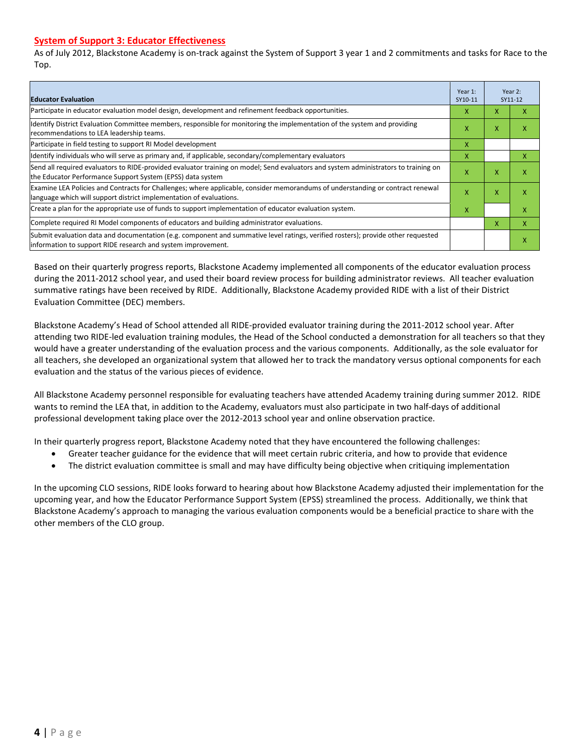## System of Support 3: Educator Effectiveness

As of July 2012, Blackstone Academy is on-track against the System of Support 3 year 1 and 2 commitments and tasks for Race to the Top.

| Educator Evaluation | Year 1: SY10-11 | Year 2: SY11-12 | |
|---|---|---|---|
| Participate in educator evaluation model design, development and refinement feedback opportunities. | X | X | X |
| Identify District Evaluation Committee members, responsible for monitoring the implementation of the system and providing recommendations to LEA leadership teams. | X | X | X |
| Participate in field testing to support RI Model development | X | | |
| Identify individuals who will serve as primary and, if applicable, secondary/complementary evaluators | X | | X |
| Send all required evaluators to RIDE-provided evaluator training on model; Send evaluators and system administrators to training on the Educator Performance Support System (EPSS) data system | X | X | X |
| Examine LEA Policies and Contracts for Challenges; where applicable, consider memorandums of understanding or contract renewal language which will support district implementation of evaluations. | X | X | X |
| Create a plan for the appropriate use of funds to support implementation of educator evaluation system. | X | | X |
| Complete required RI Model components of educators and building administrator evaluations. | | X | X |
| Submit evaluation data and documentation (e.g. component and summative level ratings, verified rosters); provide other requested information to support RIDE research and system improvement. | | | X |

Based on their quarterly progress reports, Blackstone Academy implemented all components of the educator evaluation process during the 2011-2012 school year, and used their board review process for building administrator reviews. All teacher evaluation summative ratings have been received by RIDE. Additionally, Blackstone Academy provided RIDE with a list of their District Evaluation Committee (DEC) members.

Blackstone Academy's Head of School attended all RIDE-provided evaluator training during the 2011-2012 school year. After attending two RIDE-led evaluation training modules, the Head of the School conducted a demonstration for all teachers so that they would have a greater understanding of the evaluation process and the various components. Additionally, as the sole evaluator for all teachers, she developed an organizational system that allowed her to track the mandatory versus optional components for each evaluation and the status of the various pieces of evidence.

All Blackstone Academy personnel responsible for evaluating teachers have attended Academy training during summer 2012. RIDE wants to remind the LEA that, in addition to the Academy, evaluators must also participate in two half-days of additional professional development taking place over the 2012-2013 school year and online observation practice.

In their quarterly progress report, Blackstone Academy noted that they have encountered the following challenges:

- Greater teacher guidance for the evidence that will meet certain rubric criteria, and how to provide that evidence
- The district evaluation committee is small and may have difficulty being objective when critiquing implementation

In the upcoming CLO sessions, RIDE looks forward to hearing about how Blackstone Academy adjusted their implementation for the upcoming year, and how the Educator Performance Support System (EPSS) streamlined the process. Additionally, we think that Blackstone Academy's approach to managing the various evaluation components would be a beneficial practice to share with the other members of the CLO group.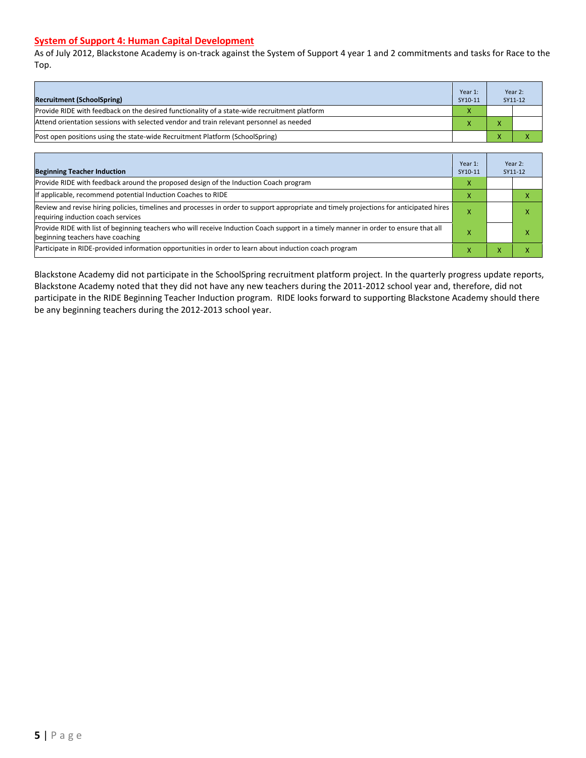## System of Support 4: Human Capital Development

As of July 2012, Blackstone Academy is on-track against the System of Support 4 year 1 and 2 commitments and tasks for Race to the Top.

| Recruitment (SchoolSpring) | Year 1: SY10-11 | Year 2: SY11-12 | |
|---|---|---|---|
| Provide RIDE with feedback on the desired functionality of a state-wide recruitment platform | X | | |
| Attend orientation sessions with selected vendor and train relevant personnel as needed | X | X | |
| Post open positions using the state-wide Recruitment Platform (SchoolSpring) | | X | X |

| Beginning Teacher Induction | Year 1: SY10-11 | Year 2: SY11-12 | |
|---|---|---|---|
| Provide RIDE with feedback around the proposed design of the Induction Coach program | X | | |
| If applicable, recommend potential Induction Coaches to RIDE | X | | X |
| Review and revise hiring policies, timelines and processes in order to support appropriate and timely projections for anticipated hires requiring induction coach services | X | | X |
| Provide RIDE with list of beginning teachers who will receive Induction Coach support in a timely manner in order to ensure that all beginning teachers have coaching | X | | X |
| Participate in RIDE-provided information opportunities in order to learn about induction coach program | X | X | X |

Blackstone Academy did not participate in the SchoolSpring recruitment platform project. In the quarterly progress update reports, Blackstone Academy noted that they did not have any new teachers during the 2011-2012 school year and, therefore, did not participate in the RIDE Beginning Teacher Induction program. RIDE looks forward to supporting Blackstone Academy should there be any beginning teachers during the 2012-2013 school year.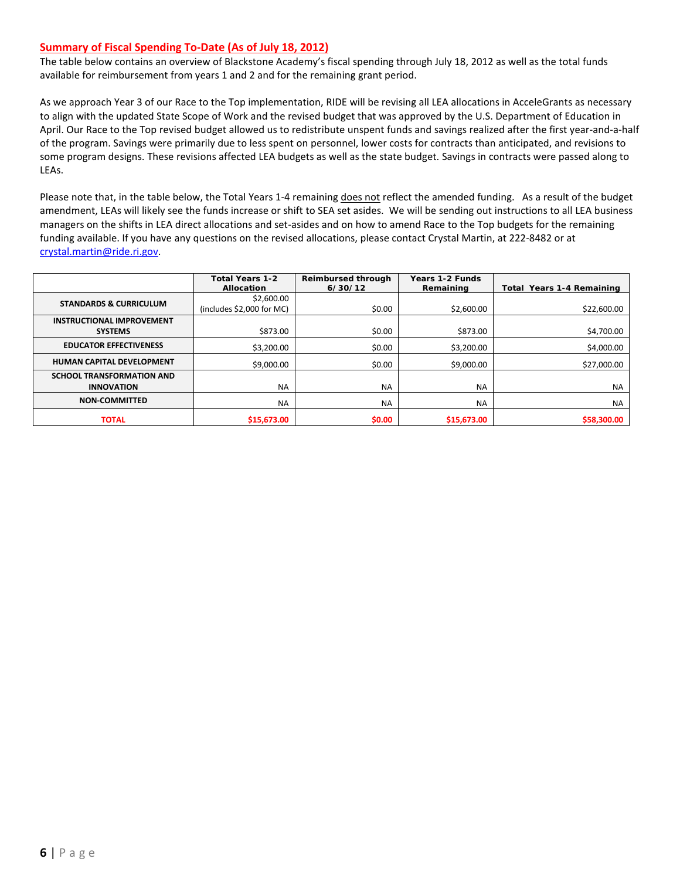## Summary of Fiscal Spending To-Date (As of July 18, 2012)

The table below contains an overview of Blackstone Academy's fiscal spending through July 18, 2012 as well as the total funds available for reimbursement from years 1 and 2 and for the remaining grant period.

As we approach Year 3 of our Race to the Top implementation, RIDE will be revising all LEA allocations in AcceleGrants as necessary to align with the updated State Scope of Work and the revised budget that was approved by the U.S. Department of Education in April. Our Race to the Top revised budget allowed us to redistribute unspent funds and savings realized after the first year-and-a-half of the program. Savings were primarily due to less spent on personnel, lower costs for contracts than anticipated, and revisions to some program designs. These revisions affected LEA budgets as well as the state budget. Savings in contracts were passed along to LEAs.

Please note that, in the table below, the Total Years 1-4 remaining does not reflect the amended funding. As a result of the budget amendment, LEAs will likely see the funds increase or shift to SEA set asides. We will be sending out instructions to all LEA business managers on the shifts in LEA direct allocations and set-asides and on how to amend Race to the Top budgets for the remaining funding available. If you have any questions on the revised allocations, please contact Crystal Martin, at 222-8482 or at crystal.martin@ride.ri.gov.

| | Total Years 1-2 Allocation | Reimbursed through 6/30/12 | Years 1-2 Funds Remaining | Total Years 1-4 Remaining |
|---|---|---|---|---|
| **STANDARDS & CURRICULUM** | $2,600.00 (includes $2,000 for MC) | $0.00 | $2,600.00 | $22,600.00 |
| **INSTRUCTIONAL IMPROVEMENT SYSTEMS** | $873.00 | $0.00 | $873.00 | $4,700.00 |
| **EDUCATOR EFFECTIVENESS** | $3,200.00 | $0.00 | $3,200.00 | $4,000.00 |
| **HUMAN CAPITAL DEVELOPMENT** | $9,000.00 | $0.00 | $9,000.00 | $27,000.00 |
| **SCHOOL TRANSFORMATION AND INNOVATION** | NA | NA | NA | NA |
| **NON-COMMITTED** | NA | NA | NA | NA |
| **TOTAL** | **$15,673.00** | **$0.00** | **$15,673.00** | **$58,300.00** |